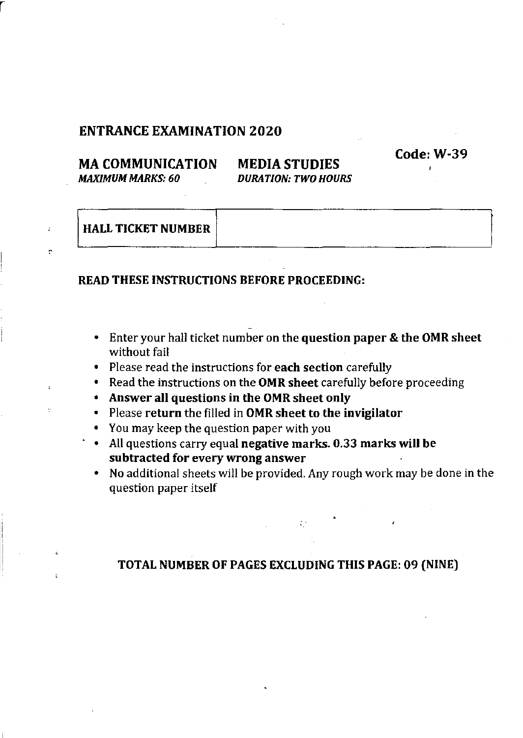## ENTRANCE EXAMINATION 2020

**Code: W-39**

**MA COMMUNICATION MEDIA STUDIES**

***MAXIMUM MARKS: 60*** ***DURATION: TWO HOURS***

| HALL TICKET NUMBER | |
|---|---|

### READ THESE INSTRUCTIONS BEFORE PROCEEDING:

- Enter your hall ticket number on the **question paper & the OMR sheet** without fail
- Please read the instructions for **each section** carefully
- Read the instructions on the **OMR sheet** carefully before proceeding
- **Answer all questions in the OMR sheet only**
- Please **return** the filled in **OMR sheet to the invigilator**
- You may keep the question paper with you
- All questions carry equal **negative marks. 0.33 marks will be subtracted for every wrong answer**
- No additional sheets will be provided. Any rough work may be done in the question paper itself

**TOTAL NUMBER OF PAGES EXCLUDING THIS PAGE: 09 (NINE)**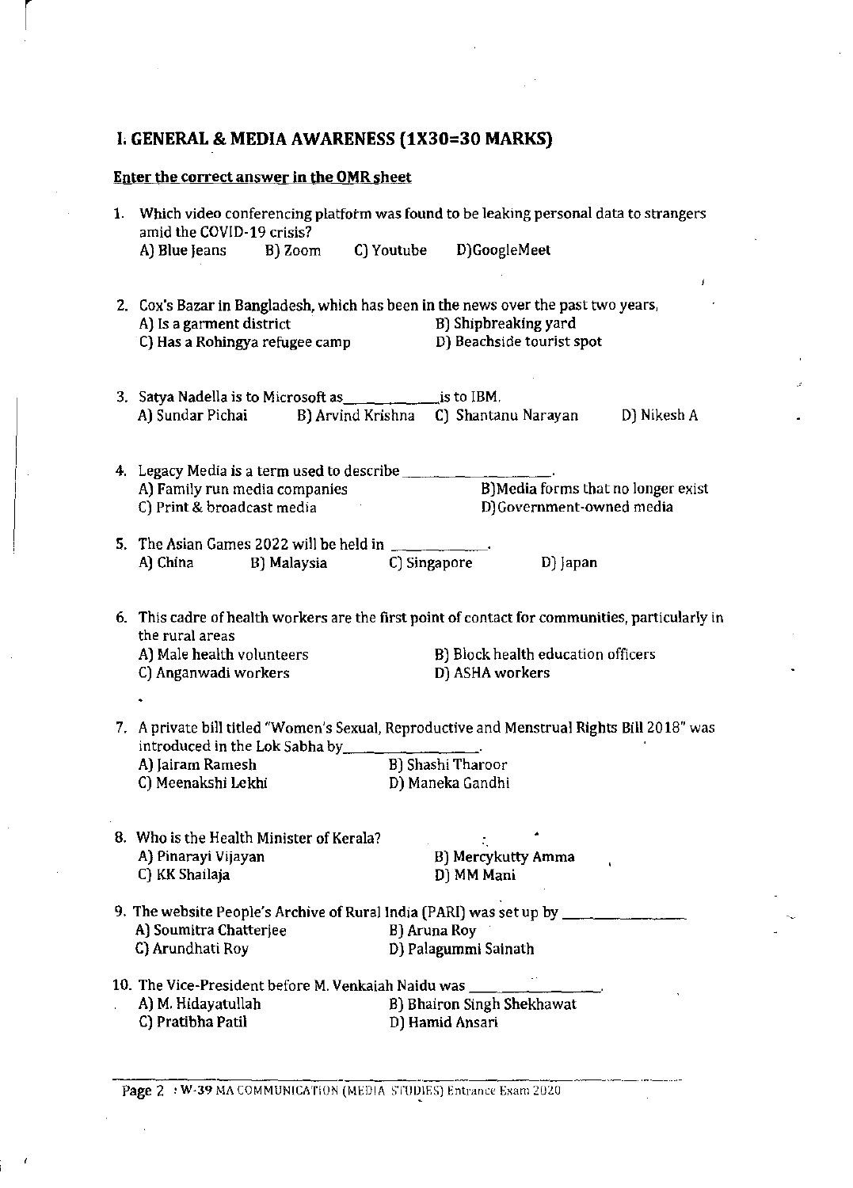## I. GENERAL & MEDIA AWARENESS (1X30=30 MARKS)

**Enter the correct answer in the OMR sheet**

1. Which video conferencing platform was found to be leaking personal data to strangers amid the COVID-19 crisis?
   A) Blue Jeans B) Zoom C) Youtube D)GoogleMeet

2. Cox's Bazar in Bangladesh, which has been in the news over the past two years,
   A) Is a garment district B) Shipbreaking yard
   C) Has a Rohingya refugee camp D) Beachside tourist spot

3. Satya Nadella is to Microsoft as__________is to IBM.
   A) Sundar Pichai B) Arvind Krishna C) Shantanu Narayan D) Nikesh A

4. Legacy Media is a term used to describe ______________.
   A) Family run media companies B)Media forms that no longer exist
   C) Print & broadcast media D)Government-owned media

5. The Asian Games 2022 will be held in __________.
   A) China B) Malaysia C) Singapore D) Japan

6. This cadre of health workers are the first point of contact for communities, particularly in the rural areas
   A) Male health volunteers B) Block health education officers
   C) Anganwadi workers D) ASHA workers

7. A private bill titled "Women's Sexual, Reproductive and Menstrual Rights Bill 2018" was introduced in the Lok Sabha by______________.
   A) Jairam Ramesh B) Shashi Tharoor
   C) Meenakshi Lekhi D) Maneka Gandhi

8. Who is the Health Minister of Kerala?
   A) Pinarayi Vijayan B) Mercykutty Amma
   C) KK Shailaja D) MM Mani

9. The website People's Archive of Rural India (PARI) was set up by ______________
   A) Soumitra Chatterjee B) Aruna Roy
   C) Arundhati Roy D) Palagummi Sainath

10. The Vice-President before M. Venkaiah Naidu was ______________.
    A) M. Hidayatullah B) Bhairon Singh Shekhawat
    C) Pratibha Patil D) Hamid Ansari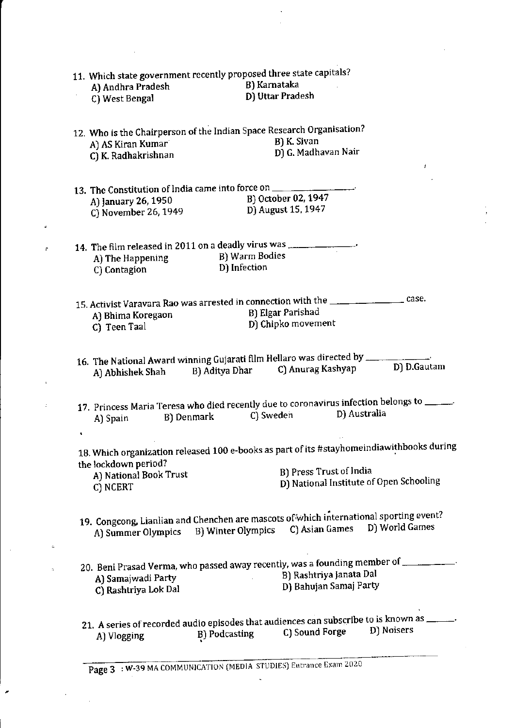11. Which state government recently proposed three state capitals?
    A) Andhra Pradesh
    B) Karnataka
    C) West Bengal
    D) Uttar Pradesh

12. Who is the Chairperson of the Indian Space Research Organisation?
    A) AS Kiran Kumar
    B) K. Sivan
    C) K. Radhakrishnan
    D) G. Madhavan Nair

13. The Constitution of India came into force on ______________.
    A) January 26, 1950
    B) October 02, 1947
    C) November 26, 1949
    D) August 15, 1947

14. The film released in 2011 on a deadly virus was ______________.
    A) The Happening
    B) Warm Bodies
    C) Contagion
    D) Infection

15. Activist Varavara Rao was arrested in connection with the ______________ case.
    A) Bhima Koregaon
    B) Elgar Parishad
    C) Teen Taal
    D) Chipko movement

16. The National Award winning Gujarati film Hellaro was directed by ______________.
    A) Abhishek Shah B) Aditya Dhar C) Anurag Kashyap D) D.Gautam

17. Princess Maria Teresa who died recently due to coronavirus infection belongs to ______.
    A) Spain B) Denmark C) Sweden D) Australia

18. Which organization released 100 e-books as part of its #stayhomeindiawithbooks during the lockdown period?
    A) National Book Trust
    B) Press Trust of India
    C) NCERT
    D) National Institute of Open Schooling

19. Congcong, Lianlian and Chenchen are mascots of which international sporting event?
    A) Summer Olympics B) Winter Olympics C) Asian Games D) World Games

20. Beni Prasad Verma, who passed away recently, was a founding member of ______________.
    A) Samajwadi Party
    B) Rashtriya Janata Dal
    C) Rashtriya Lok Dal
    D) Bahujan Samaj Party

21. A series of recorded audio episodes that audiences can subscribe to is known as ______.
    A) Vlogging B) Podcasting C) Sound Forge D) Noisers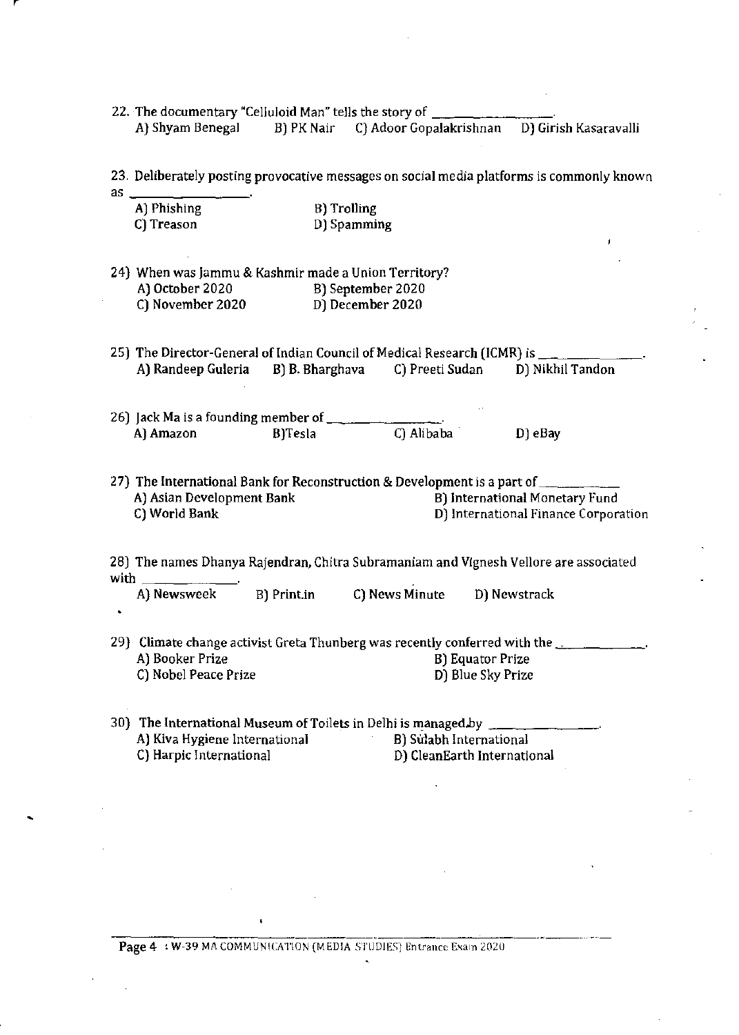22. The documentary "Celluloid Man" tells the story of ________________.
A) Shyam Benegal B) PK Nair C) Adoor Gopalakrishnan D) Girish Kasaravalli

23. Deliberately posting provocative messages on social media platforms is commonly known as ________________.
A) Phishing B) Trolling
C) Treason D) Spamming

24) When was Jammu & Kashmir made a Union Territory?
A) October 2020 B) September 2020
C) November 2020 D) December 2020

25) The Director-General of Indian Council of Medical Research (ICMR) is ________________.
A) Randeep Guleria B) B. Bharghava C) Preeti Sudan D) Nikhil Tandon

26) Jack Ma is a founding member of ________________.
A) Amazon B)Tesla C) Alibaba D) eBay

27) The International Bank for Reconstruction & Development is a part of ____________
A) Asian Development Bank B) International Monetary Fund
C) World Bank D) International Finance Corporation

28) The names Dhanya Rajendran, Chitra Subramaniam and Vignesh Vellore are associated with ______________.
A) Newsweek B) Print.in C) News Minute D) Newstrack

29) Climate change activist Greta Thunberg was recently conferred with the ____________.
A) Booker Prize B) Equator Prize
C) Nobel Peace Prize D) Blue Sky Prize

30) The International Museum of Toilets in Delhi is managed by ________________.
A) Kiva Hygiene International B) Sulabh International
C) Harpic International D) CleanEarth International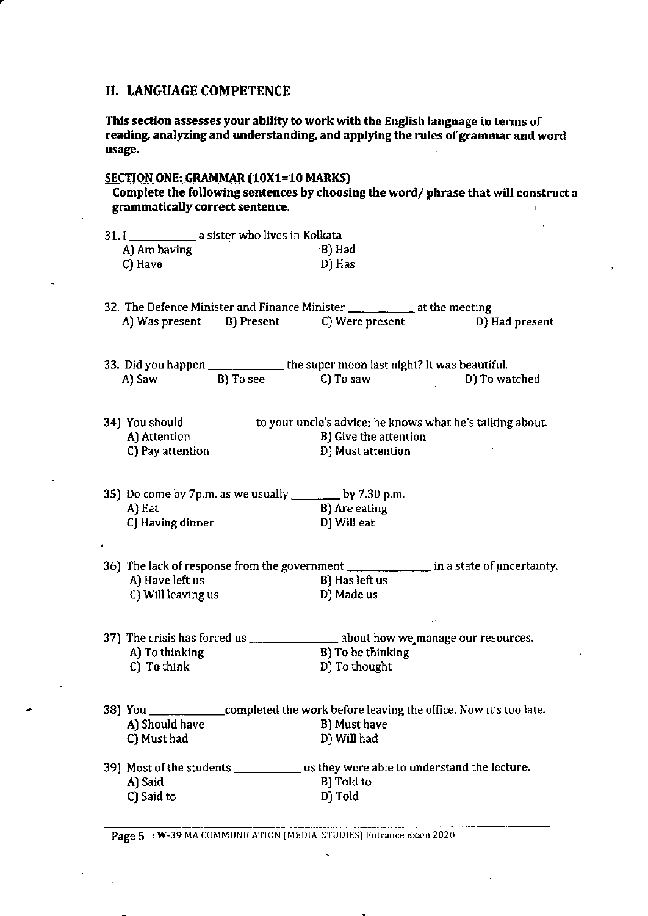## II. LANGUAGE COMPETENCE

**This section assesses your ability to work with the English language in terms of reading, analyzing and understanding, and applying the rules of grammar and word usage.**

**SECTION ONE: GRAMMAR (10X1=10 MARKS)**

**Complete the following sentences by choosing the word/ phrase that will construct a grammatically correct sentence.**

31. I ___________ a sister who lives in Kolkata
    - A) Am having
    - B) Had
    - C) Have
    - D) Has

32. The Defence Minister and Finance Minister ___________ at the meeting
    - A) Was present
    - B) Present
    - C) Were present
    - D) Had present

33. Did you happen ___________ the super moon last night? It was beautiful.
    - A) Saw
    - B) To see
    - C) To saw
    - D) To watched

34) You should ___________ to your uncle's advice; he knows what he's talking about.
    - A) Attention
    - B) Give the attention
    - C) Pay attention
    - D) Must attention

35) Do come by 7p.m. as we usually ________ by 7.30 p.m.
    - A) Eat
    - B) Are eating
    - C) Having dinner
    - D) Will eat

36) The lack of response from the government ___________ in a state of uncertainty.
    - A) Have left us
    - B) Has left us
    - C) Will leaving us
    - D) Made us

37) The crisis has forced us ___________ about how we manage our resources.
    - A) To thinking
    - B) To be thinking
    - C) To think
    - D) To thought

38) You ___________completed the work before leaving the office. Now it's too late.
    - A) Should have
    - B) Must have
    - C) Must had
    - D) Will had

39) Most of the students ___________ us they were able to understand the lecture.
    - A) Said
    - B) Told to
    - C) Said to
    - D) Told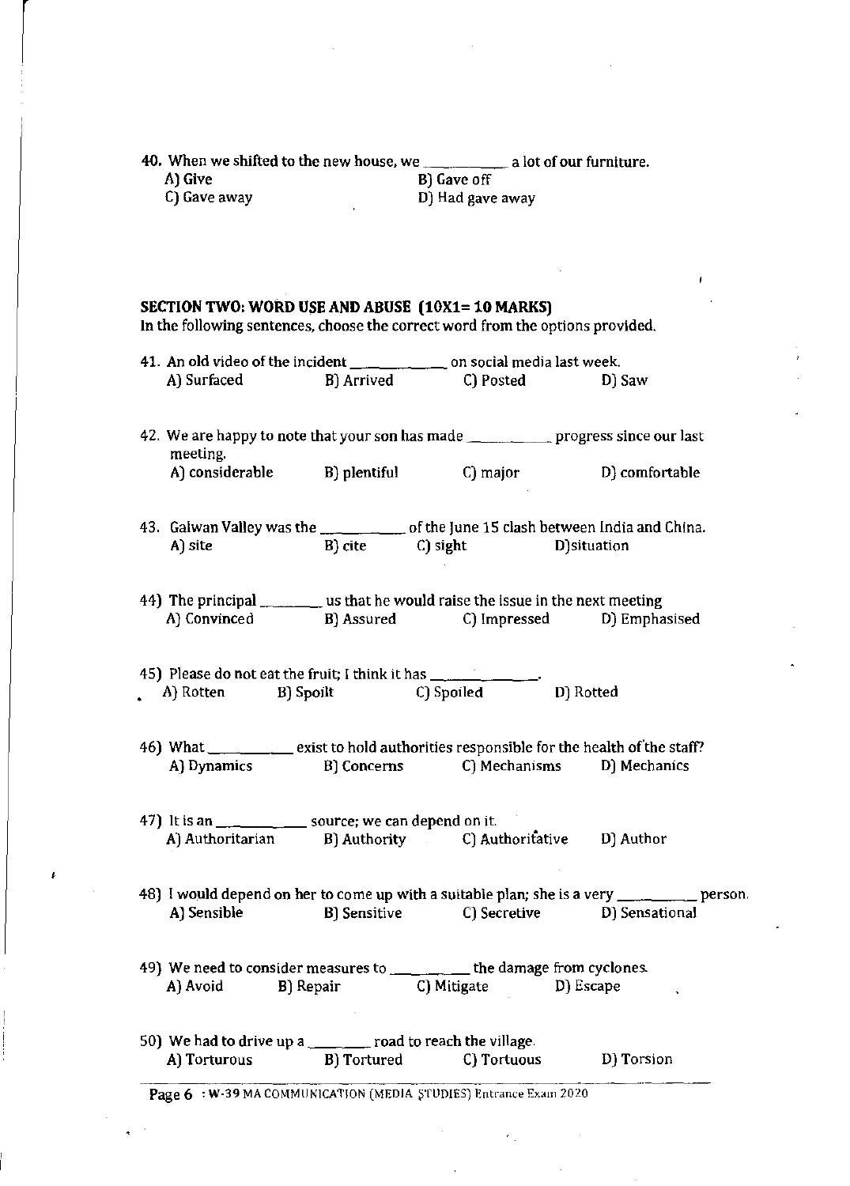40. When we shifted to the new house, we __________ a lot of our furniture.

A) Give B) Gave off
C) Gave away D) Had gave away

## SECTION TWO: WORD USE AND ABUSE (10X1= 10 MARKS)

In the following sentences, choose the correct word from the options provided.

41. An old video of the incident ____________ on social media last week.

A) Surfaced B) Arrived C) Posted D) Saw

42. We are happy to note that your son has made __________ progress since our last meeting.

A) considerable B) plentiful C) major D) comfortable

43. Galwan Valley was the __________ of the June 15 clash between India and China.

A) site B) cite C) sight D)situation

44) The principal ________ us that he would raise the issue in the next meeting

A) Convinced B) Assured C) Impressed D) Emphasised

45) Please do not eat the fruit; I think it has ______________.

A) Rotten B) Spoilt C) Spoiled D) Rotted

46) What __________ exist to hold authorities responsible for the health of the staff?

A) Dynamics B) Concerns C) Mechanisms D) Mechanics

47) It is an __________ source; we can depend on it.

A) Authoritarian B) Authority C) Authoritative D) Author

48) I would depend on her to come up with a suitable plan; she is a very _________ person.

A) Sensible B) Sensitive C) Secretive D) Sensational

49) We need to consider measures to _________ the damage from cyclones.

A) Avoid B) Repair C) Mitigate D) Escape

50) We had to drive up a ________ road to reach the village.

A) Torturous B) Tortured C) Tortuous D) Torsion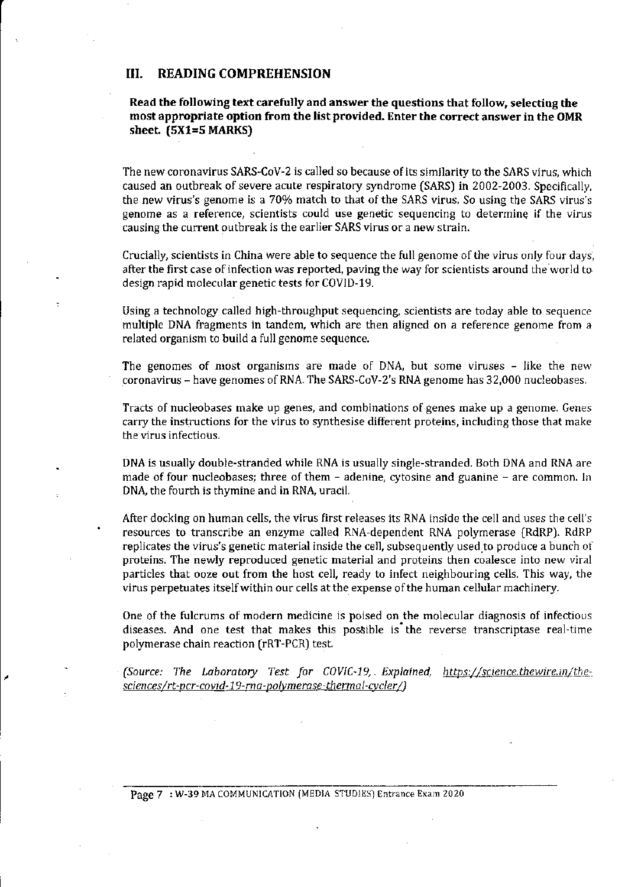## III. READING COMPREHENSION

**Read the following text carefully and answer the questions that follow, selecting the most appropriate option from the list provided. Enter the correct answer in the OMR sheet. (5X1=5 MARKS)**

The new coronavirus SARS-CoV-2 is called so because of its similarity to the SARS virus, which caused an outbreak of severe acute respiratory syndrome (SARS) in 2002-2003. Specifically, the new virus's genome is a 70% match to that of the SARS virus. So using the SARS virus's genome as a reference, scientists could use genetic sequencing to determine if the virus causing the current outbreak is the earlier SARS virus or a new strain.

Crucially, scientists in China were able to sequence the full genome of the virus only four days, after the first case of infection was reported, paving the way for scientists around the world to design rapid molecular genetic tests for COVID-19.

Using a technology called high-throughput sequencing, scientists are today able to sequence multiple DNA fragments in tandem, which are then aligned on a reference genome from a related organism to build a full genome sequence.

The genomes of most organisms are made of DNA, but some viruses – like the new coronavirus – have genomes of RNA. The SARS-CoV-2's RNA genome has 32,000 nucleobases.

Tracts of nucleobases make up genes, and combinations of genes make up a genome. Genes carry the instructions for the virus to synthesise different proteins, including those that make the virus infectious.

DNA is usually double-stranded while RNA is usually single-stranded. Both DNA and RNA are made of four nucleobases; three of them – adenine, cytosine and guanine – are common. In DNA, the fourth is thymine and in RNA, uracil.

After docking on human cells, the virus first releases its RNA inside the cell and uses the cell's resources to transcribe an enzyme called RNA-dependent RNA polymerase (RdRP). RdRP replicates the virus's genetic material inside the cell, subsequently used to produce a bunch of proteins. The newly reproduced genetic material and proteins then coalesce into new viral particles that ooze out from the host cell, ready to infect neighbouring cells. This way, the virus perpetuates itself within our cells at the expense of the human cellular machinery.

One of the fulcrums of modern medicine is poised on the molecular diagnosis of infectious diseases. And one test that makes this possible is the reverse transcriptase real-time polymerase chain reaction (rRT-PCR) test.

*(Source: The Laboratory Test for COVIC-19, Explained, https://science.thewire.in/the-sciences/rt-pcr-covid-19-rna-polymerase-thermal-cycler/)*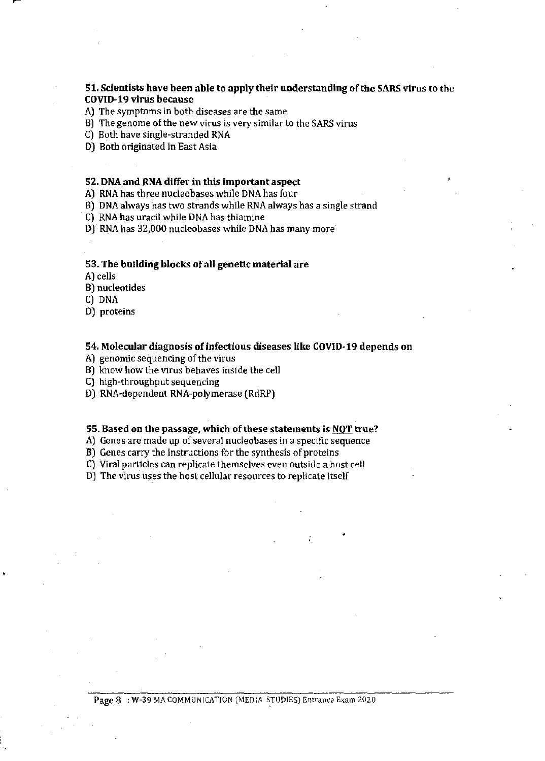**51. Scientists have been able to apply their understanding of the SARS virus to the COVID-19 virus because**

A) The symptoms in both diseases are the same
B) The genome of the new virus is very similar to the SARS virus
C) Both have single-stranded RNA
D) Both originated in East Asia

**52. DNA and RNA differ in this important aspect**

A) RNA has three nucleobases while DNA has four
B) DNA always has two strands while RNA always has a single strand
C) RNA has uracil while DNA has thiamine
D) RNA has 32,000 nucleobases while DNA has many more

**53. The building blocks of all genetic material are**

A) cells
B) nucleotides
C) DNA
D) proteins

**54. Molecular diagnosis of infectious diseases like COVID-19 depends on**

A) genomic sequencing of the virus
B) know how the virus behaves inside the cell
C) high-throughput sequencing
D) RNA-dependent RNA-polymerase (RdRP)

**55. Based on the passage, which of these statements is NOT true?**

A) Genes are made up of several nucleobases in a specific sequence
B) Genes carry the instructions for the synthesis of proteins
C) Viral particles can replicate themselves even outside a host cell
D) The virus uses the host cellular resources to replicate itself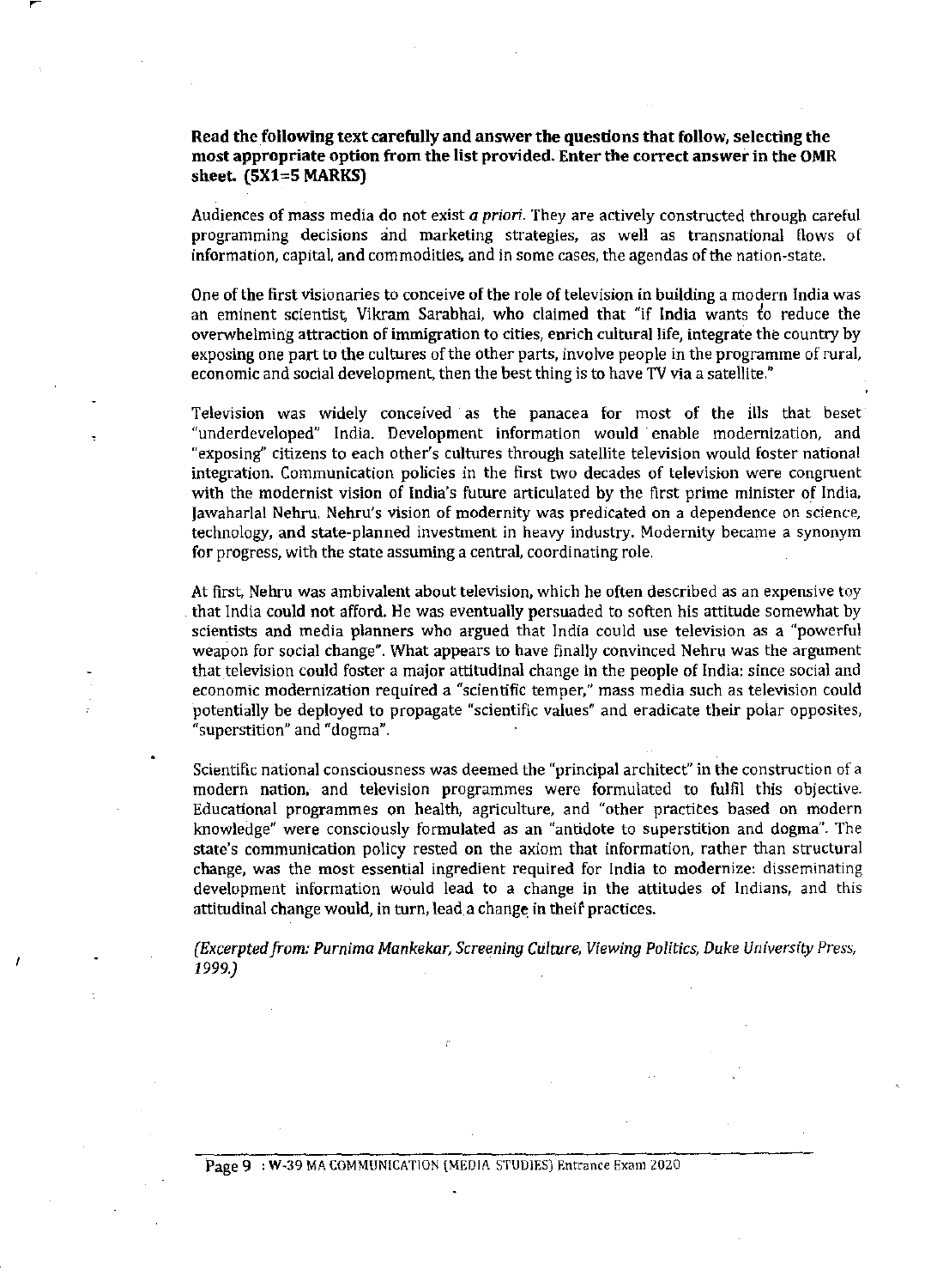**Read the following text carefully and answer the questions that follow, selecting the most appropriate option from the list provided. Enter the correct answer in the OMR sheet. (5X1=5 MARKS)**

Audiences of mass media do not exist *a priori*. They are actively constructed through careful programming decisions and marketing strategies, as well as transnational flows of information, capital, and commodities, and in some cases, the agendas of the nation-state.

One of the first visionaries to conceive of the role of television in building a modern India was an eminent scientist, Vikram Sarabhai, who claimed that "if India wants to reduce the overwhelming attraction of immigration to cities, enrich cultural life, integrate the country by exposing one part to the cultures of the other parts, involve people in the programme of rural, economic and social development, then the best thing is to have TV via a satellite."

Television was widely conceived as the panacea for most of the ills that beset "underdeveloped" India. Development information would enable modernization, and "exposing" citizens to each other's cultures through satellite television would foster national integration. Communication policies in the first two decades of television were congruent with the modernist vision of India's future articulated by the first prime minister of India, Jawaharlal Nehru. Nehru's vision of modernity was predicated on a dependence on science, technology, and state-planned investment in heavy industry. Modernity became a synonym for progress, with the state assuming a central, coordinating role.

At first, Nehru was ambivalent about television, which he often described as an expensive toy that India could not afford. He was eventually persuaded to soften his attitude somewhat by scientists and media planners who argued that India could use television as a "powerful weapon for social change". What appears to have finally convinced Nehru was the argument that television could foster a major attitudinal change in the people of India: since social and economic modernization required a "scientific temper," mass media such as television could potentially be deployed to propagate "scientific values" and eradicate their polar opposites, "superstition" and "dogma".

Scientific national consciousness was deemed the "principal architect" in the construction of a modern nation, and television programmes were formulated to fulfil this objective. Educational programmes on health, agriculture, and "other practices based on modern knowledge" were consciously formulated as an "antidote to superstition and dogma". The state's communication policy rested on the axiom that information, rather than structural change, was the most essential ingredient required for India to modernize: disseminating development information would lead to a change in the attitudes of Indians, and this attitudinal change would, in turn, lead a change in their practices.

*(Excerpted from: Purnima Mankekar, Screening Culture, Viewing Politics, Duke University Press, 1999.)*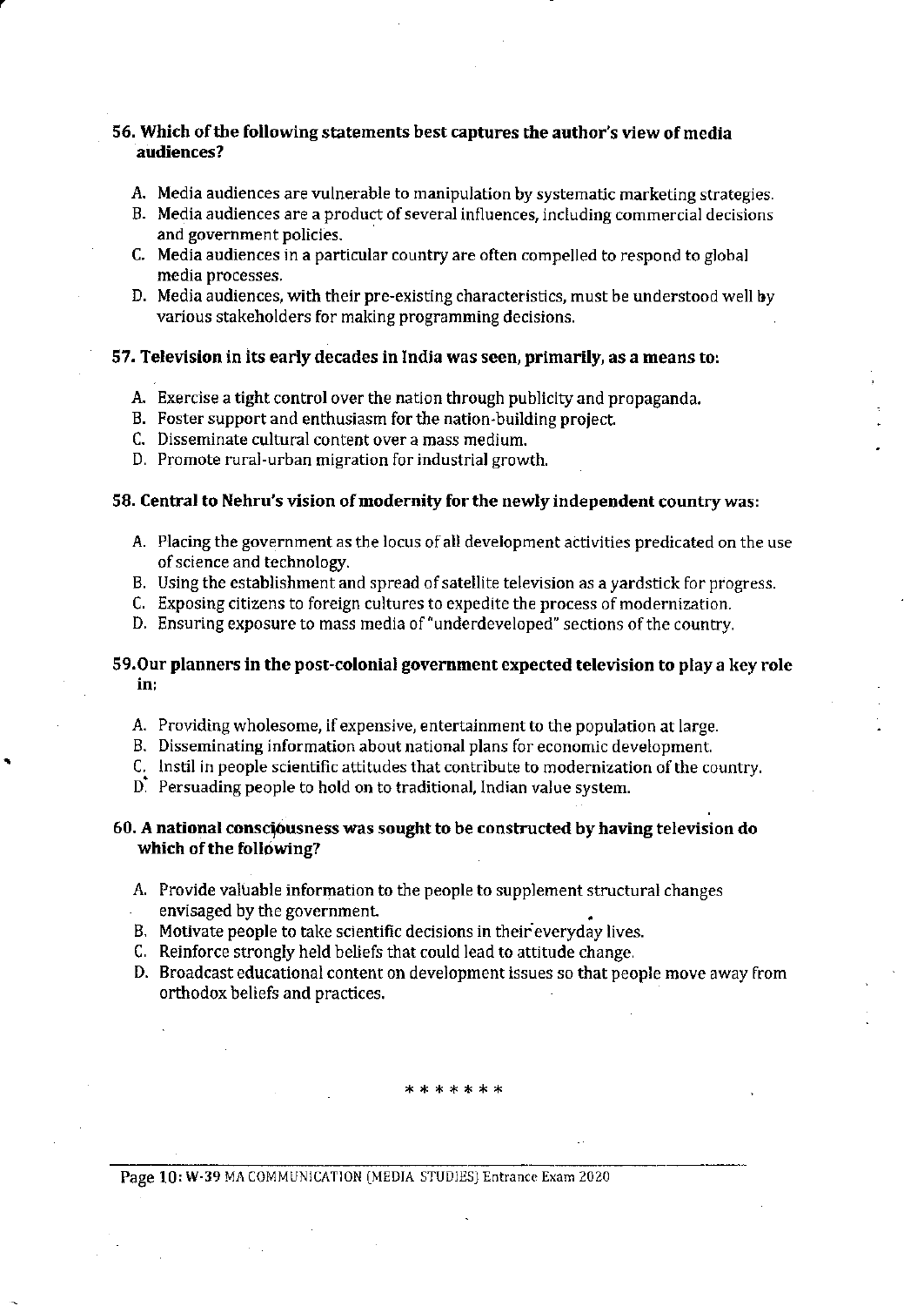**56. Which of the following statements best captures the author's view of media audiences?**

A. Media audiences are vulnerable to manipulation by systematic marketing strategies.
B. Media audiences are a product of several influences, including commercial decisions and government policies.
C. Media audiences in a particular country are often compelled to respond to global media processes.
D. Media audiences, with their pre-existing characteristics, must be understood well by various stakeholders for making programming decisions.

**57. Television in its early decades in India was seen, primarily, as a means to:**

A. Exercise a tight control over the nation through publicity and propaganda.
B. Foster support and enthusiasm for the nation-building project.
C. Disseminate cultural content over a mass medium.
D. Promote rural-urban migration for industrial growth.

**58. Central to Nehru's vision of modernity for the newly independent country was:**

A. Placing the government as the locus of all development activities predicated on the use of science and technology.
B. Using the establishment and spread of satellite television as a yardstick for progress.
C. Exposing citizens to foreign cultures to expedite the process of modernization.
D. Ensuring exposure to mass media of "underdeveloped" sections of the country.

**59. Our planners in the post-colonial government expected television to play a key role in:**

A. Providing wholesome, if expensive, entertainment to the population at large.
B. Disseminating information about national plans for economic development.
C. Instil in people scientific attitudes that contribute to modernization of the country.
D. Persuading people to hold on to traditional, Indian value system.

**60. A national consciousness was sought to be constructed by having television do which of the following?**

A. Provide valuable information to the people to supplement structural changes envisaged by the government.
B. Motivate people to take scientific decisions in their everyday lives.
C. Reinforce strongly held beliefs that could lead to attitude change.
D. Broadcast educational content on development issues so that people move away from orthodox beliefs and practices.

\* \* \* \* \* \* \*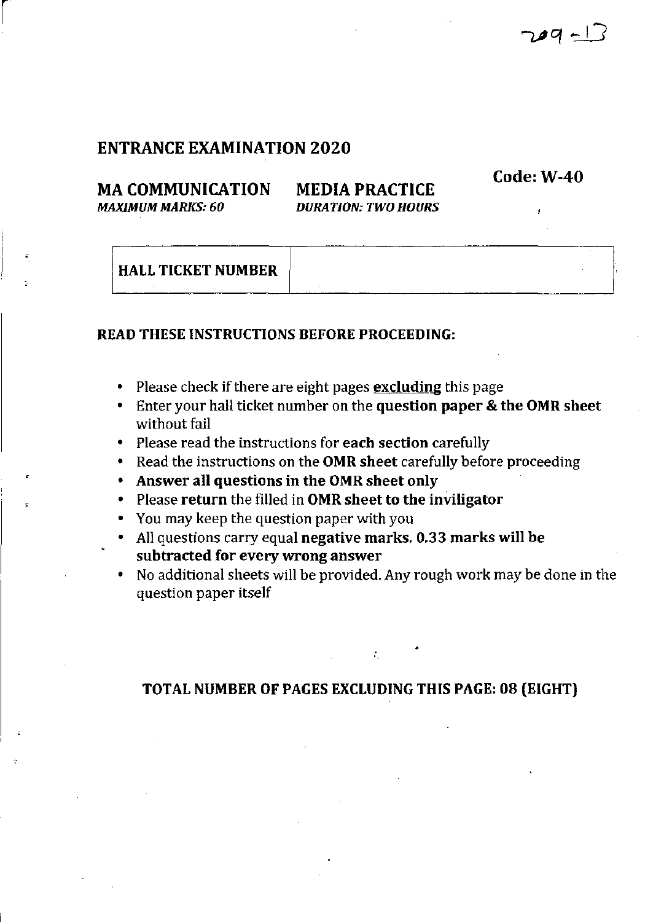209-13

## ENTRANCE EXAMINATION 2020

**Code: W-40**

**MA COMMUNICATION** **MEDIA PRACTICE**

*MAXIMUM MARKS: 60* *DURATION: TWO HOURS*

| **HALL TICKET NUMBER** | |
|---|---|

**READ THESE INSTRUCTIONS BEFORE PROCEEDING:**

- Please check if there are eight pages excluding this page
- Enter your hall ticket number on the **question paper & the OMR sheet** without fail
- Please read the instructions for **each section** carefully
- Read the instructions on the **OMR sheet** carefully before proceeding
- **Answer all questions in the OMR sheet only**
- Please **return** the filled in **OMR sheet to the inviligator**
- You may keep the question paper with you
- All questions carry equal **negative marks. 0.33 marks will be subtracted for every wrong answer**
- No additional sheets will be provided. Any rough work may be done in the question paper itself

**TOTAL NUMBER OF PAGES EXCLUDING THIS PAGE: 08 (EIGHT)**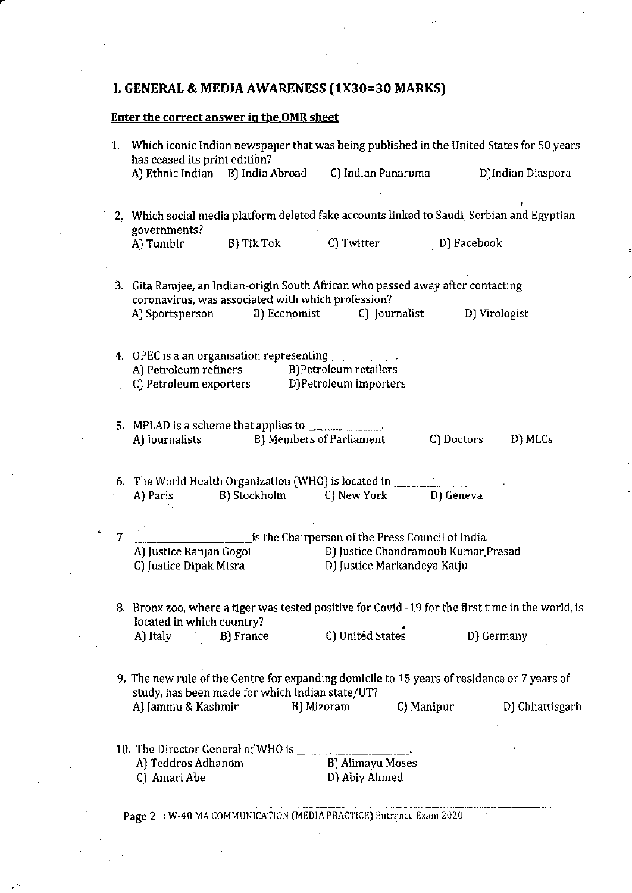## I. GENERAL & MEDIA AWARENESS (1X30=30 MARKS)

**Enter the correct answer in the OMR sheet**

1. Which iconic Indian newspaper that was being published in the United States for 50 years has ceased its print edition?
   A) Ethnic Indian B) India Abroad C) Indian Panaroma D)Indian Diaspora

2. Which social media platform deleted fake accounts linked to Saudi, Serbian and Egyptian governments?
   A) Tumblr B) Tik Tok C) Twitter D) Facebook

3. Gita Ramjee, an Indian-origin South African who passed away after contacting coronavirus, was associated with which profession?
   A) Sportsperson B) Economist C) Journalist D) Virologist

4. OPEC is a an organisation representing ___________.
   A) Petroleum refiners B)Petroleum retailers
   C) Petroleum exporters D)Petroleum importers

5. MPLAD is a scheme that applies to _____________.
   A) Journalists B) Members of Parliament C) Doctors D) MLCs

6. The World Health Organization (WHO) is located in _________________.
   A) Paris B) Stockholm C) New York D) Geneva

7. ____________________is the Chairperson of the Press Council of India.
   A) Justice Ranjan Gogoi B) Justice Chandramouli Kumar Prasad
   C) Justice Dipak Misra D) Justice Markandeya Katju

8. Bronx zoo, where a tiger was tested positive for Covid -19 for the first time in the world, is located in which country?
   A) Italy B) France C) United States D) Germany

9. The new rule of the Centre for expanding domicile to 15 years of residence or 7 years of study, has been made for which Indian state/UT?
   A) Jammu & Kashmir B) Mizoram C) Manipur D) Chhattisgarh

10. The Director General of WHO is ___________________.
    A) Teddros Adhanom B) Alimayu Moses
    C) Amari Abe D) Abiy Ahmed

Page 2 : W-40 MA COMMUNICATION (MEDIA PRACTICE) Entrance Exam 2020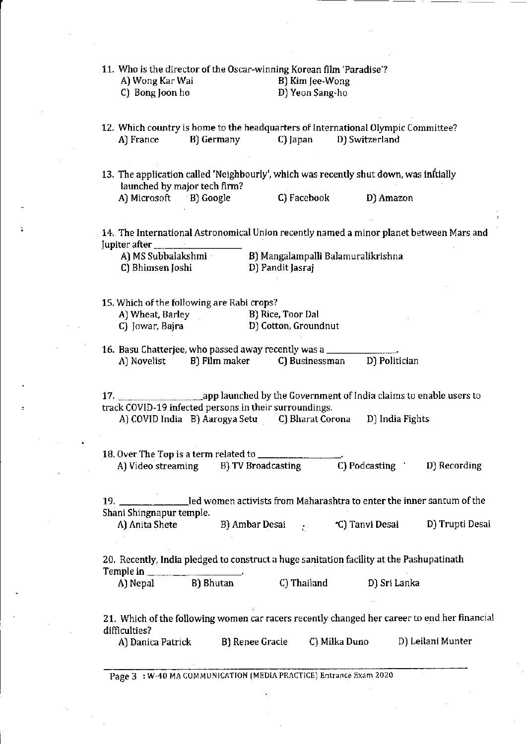11. Who is the director of the Oscar-winning Korean film 'Paradise'?
    A) Wong Kar Wai
    B) Kim Jee-Wong
    C) Bong Joon ho
    D) Yeon Sang-ho

12. Which country is home to the headquarters of International Olympic Committee?
    A) France
    B) Germany
    C) Japan
    D) Switzerland

13. The application called 'Neighbourly', which was recently shut down, was initially launched by major tech firm?
    A) Microsoft
    B) Google
    C) Facebook
    D) Amazon

14. The International Astronomical Union recently named a minor planet between Mars and Jupiter after ________________
    A) MS Subbalakshmi
    B) Mangalampalli Balamuralikrishna
    C) Bhimsen Joshi
    D) Pandit Jasraj

15. Which of the following are Rabi crops?
    A) Wheat, Barley
    B) Rice, Toor Dal
    C) Jowar, Bajra
    D) Cotton, Groundnut

16. Basu Chatterjee, who passed away recently was a ______________.
    A) Novelist
    B) Film maker
    C) Businessman
    D) Politician

17. ________________app launched by the Government of India claims to enable users to track COVID-19 infected persons in their surroundings.
    A) COVID India
    B) Aarogya Setu
    C) Bharat Corona
    D) India Fights

18. Over The Top is a term related to ________________.
    A) Video streaming
    B) TV Broadcasting
    C) Podcasting
    D) Recording

19. ______________led women activists from Maharashtra to enter the inner santum of the Shani Shingnapur temple.
    A) Anita Shete
    B) Ambar Desai
    C) Tanvi Desai
    D) Trupti Desai

20. Recently, India pledged to construct a huge sanitation facility at the Pashupatinath Temple in ________________.
    A) Nepal
    B) Bhutan
    C) Thailand
    D) Sri Lanka

21. Which of the following women car racers recently changed her career to end her financial difficulties?
    A) Danica Patrick
    B) Renee Gracie
    C) Milka Duno
    D) Leilani Munter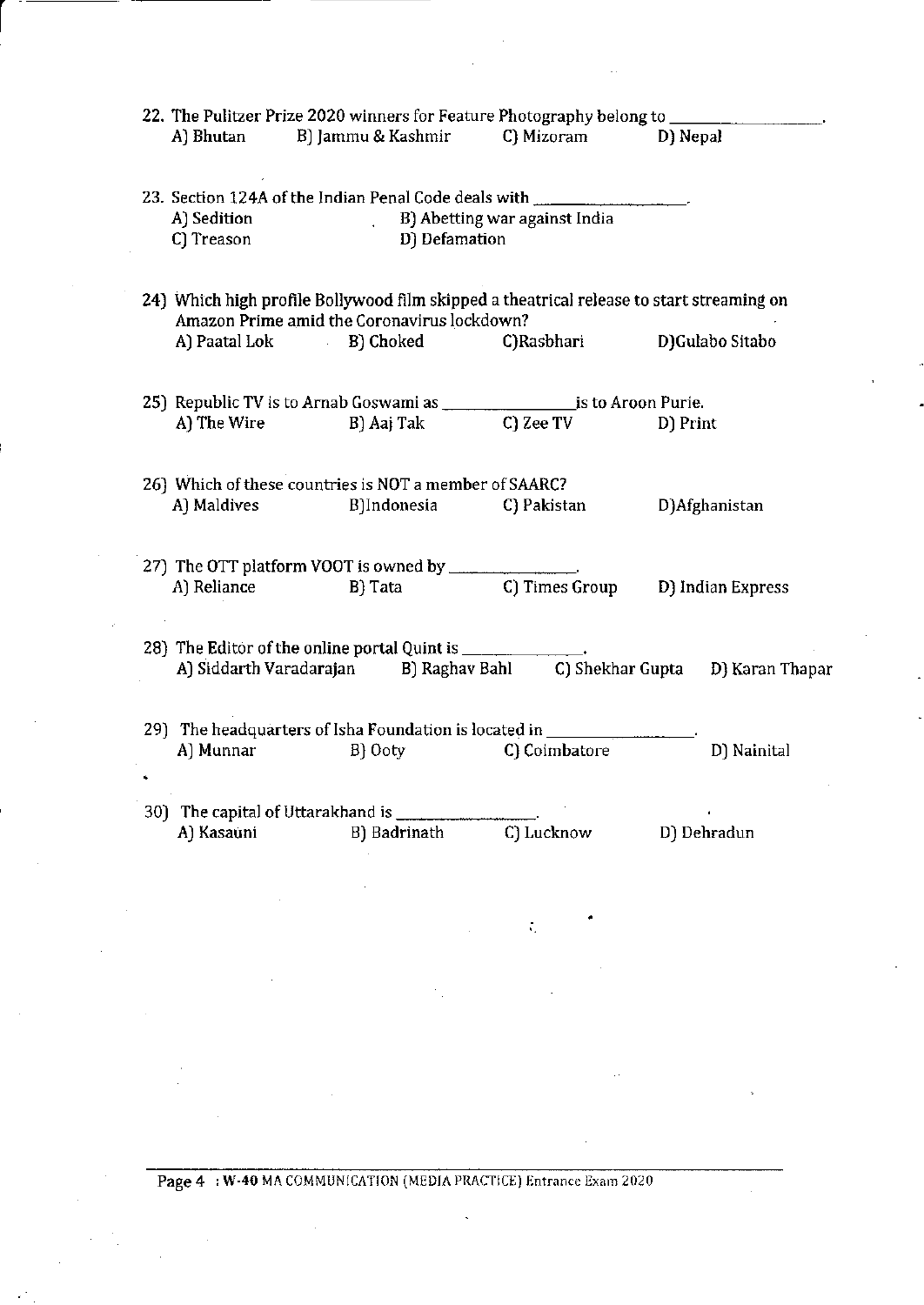22. The Pulitzer Prize 2020 winners for Feature Photography belong to ________________.
    A) Bhutan B) Jammu & Kashmir C) Mizoram D) Nepal

23. Section 124A of the Indian Penal Code deals with ________________.
    A) Sedition B) Abetting war against India
    C) Treason D) Defamation

24) Which high profile Bollywood film skipped a theatrical release to start streaming on Amazon Prime amid the Coronavirus lockdown?
    A) Paatal Lok B) Choked C)Rasbhari D)Gulabo Sitabo

25) Republic TV is to Arnab Goswami as ________________is to Aroon Purie.
    A) The Wire B) Aaj Tak C) Zee TV D) Print

26) Which of these countries is NOT a member of SAARC?
    A) Maldives B)Indonesia C) Pakistan D)Afghanistan

27) The OTT platform VOOT is owned by ______________.
    A) Reliance B) Tata C) Times Group D) Indian Express

28) The Editor of the online portal Quint is ______________.
    A) Siddarth Varadarajan B) Raghav Bahl C) Shekhar Gupta D) Karan Thapar

29) The headquarters of Isha Foundation is located in ________________.
    A) Munnar B) Ooty C) Coimbatore D) Nainital

30) The capital of Uttarakhand is ________________.
    A) Kasauni B) Badrinath C) Lucknow D) Dehradun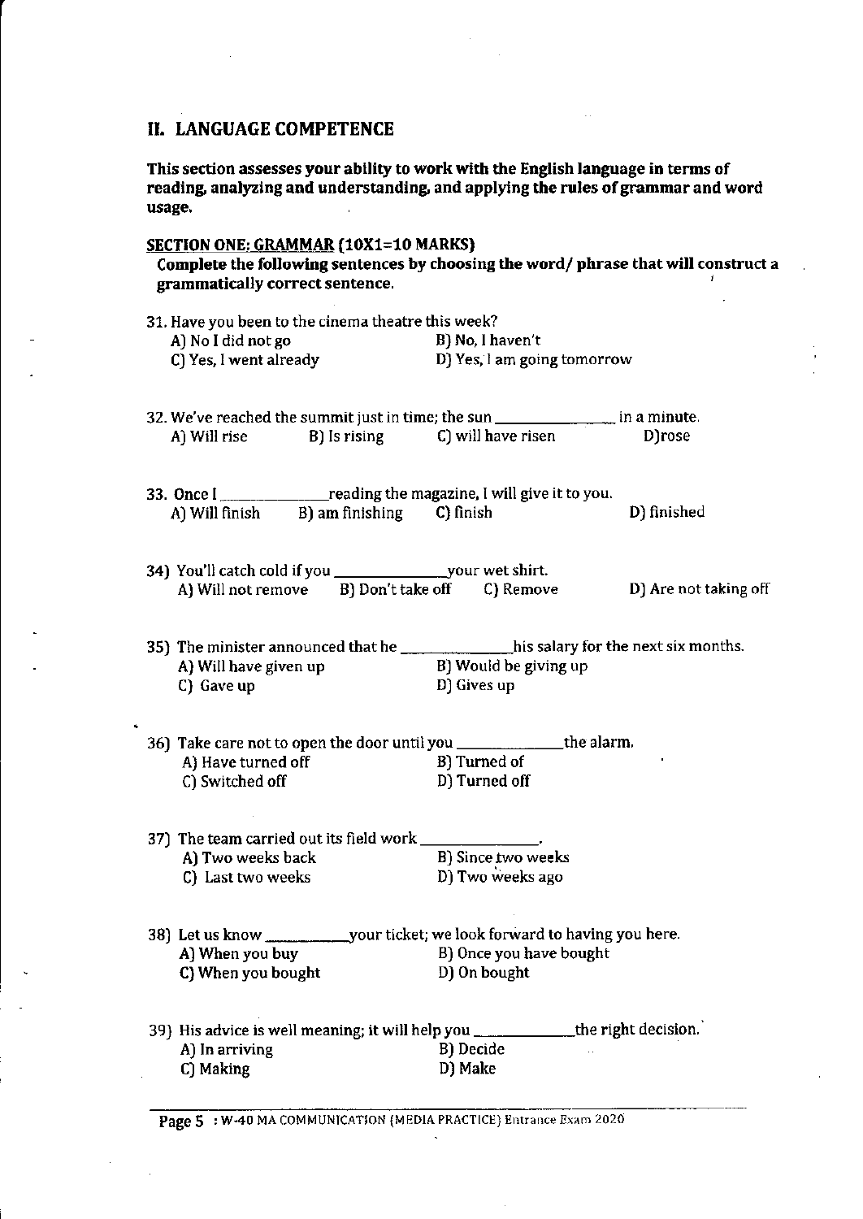## II. LANGUAGE COMPETENCE

**This section assesses your ability to work with the English language in terms of reading, analyzing and understanding, and applying the rules of grammar and word usage.**

### SECTION ONE: GRAMMAR (10X1=10 MARKS)

**Complete the following sentences by choosing the word/ phrase that will construct a grammatically correct sentence.**

31. Have you been to the cinema theatre this week?
    A) No I did not go
    B) No, I haven't
    C) Yes, I went already
    D) Yes, I am going tomorrow

32. We've reached the summit just in time; the sun _____________ in a minute.
    A) Will rise
    B) Is rising
    C) will have risen
    D)rose

33. Once I _____________reading the magazine, I will give it to you.
    A) Will finish
    B) am finishing
    C) finish
    D) finished

34) You'll catch cold if you _____________your wet shirt.
    A) Will not remove
    B) Don't take off
    C) Remove
    D) Are not taking off

35) The minister announced that he _____________his salary for the next six months.
    A) Will have given up
    B) Would be giving up
    C) Gave up
    D) Gives up

36) Take care not to open the door until you _____________the alarm.
    A) Have turned off
    B) Turned of
    C) Switched off
    D) Turned off

37) The team carried out its field work _____________.
    A) Two weeks back
    B) Since two weeks
    C) Last two weeks
    D) Two weeks ago

38) Let us know __________your ticket; we look forward to having you here.
    A) When you buy
    B) Once you have bought
    C) When you bought
    D) On bought

39) His advice is well meaning; it will help you ___________the right decision.
    A) In arriving
    B) Decide
    C) Making
    D) Make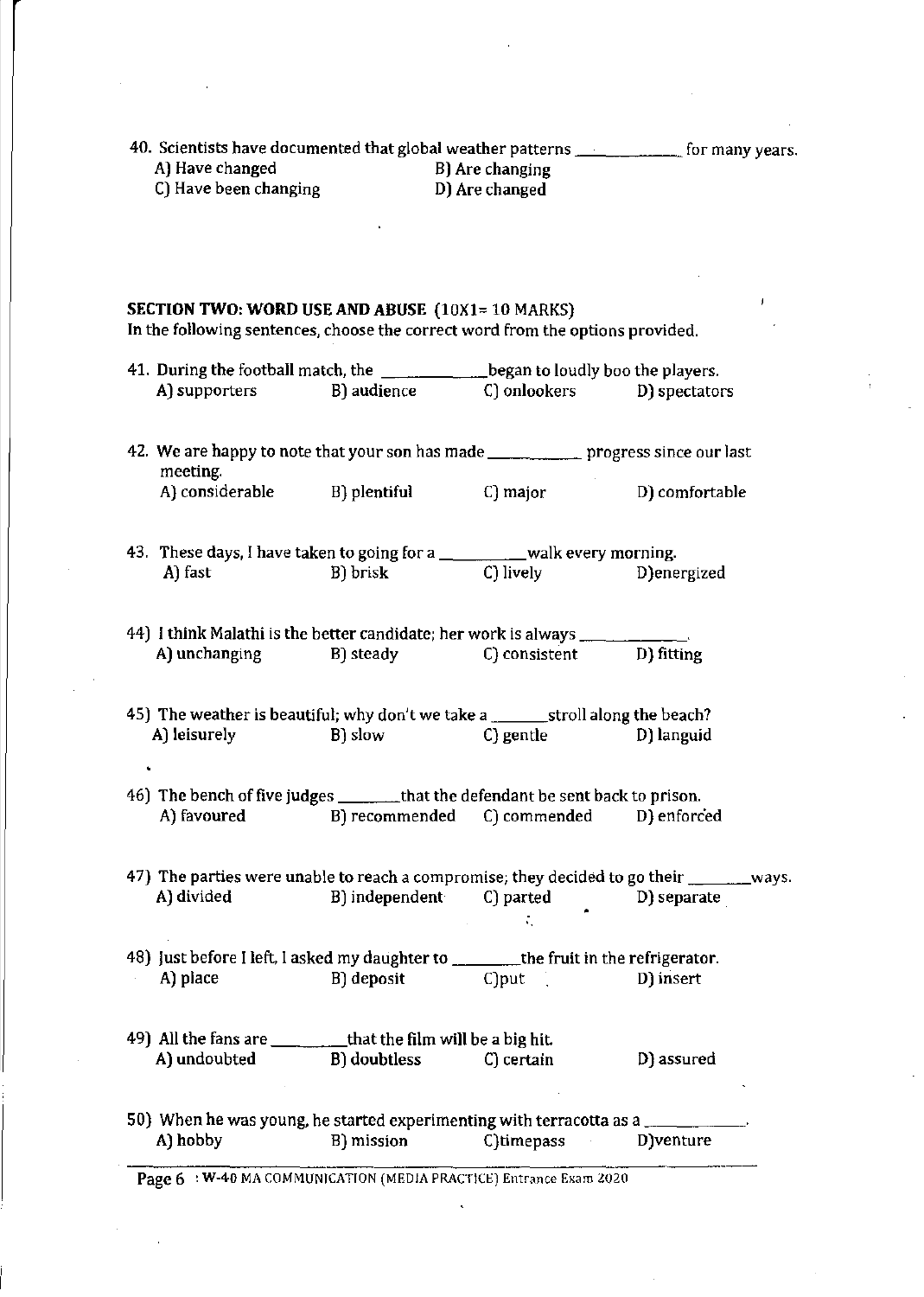40. Scientists have documented that global weather patterns ____________ for many years.

A) Have changed  
B) Are changing  
C) Have been changing  
D) Are changed

**SECTION TWO: WORD USE AND ABUSE (10X1= 10 MARKS)**

**In the following sentences, choose the correct word from the options provided.**

41. During the football match, the ____________began to loudly boo the players.

A) supporters  
B) audience  
C) onlookers  
D) spectators

42. We are happy to note that your son has made ____________ progress since our last meeting.

A) considerable  
B) plentiful  
C) major  
D) comfortable

43. These days, I have taken to going for a __________walk every morning.

A) fast  
B) brisk  
C) lively  
D)energized

44) I think Malathi is the better candidate; her work is always ____________.

A) unchanging  
B) steady  
C) consistent  
D) fitting

45) The weather is beautiful; why don't we take a _______stroll along the beach?

A) leisurely  
B) slow  
C) gentle  
D) languid

46) The bench of five judges ________that the defendant be sent back to prison.

A) favoured  
B) recommended  
C) commended  
D) enforced

47) The parties were unable to reach a compromise; they decided to go their ________ways.

A) divided  
B) independent  
C) parted  
D) separate

48) Just before I left, I asked my daughter to ________the fruit in the refrigerator.

A) place  
B) deposit  
C)put  
D) insert

49) All the fans are _________that the film will be a big hit.

A) undoubted  
B) doubtless  
C) certain  
D) assured

50) When he was young, he started experimenting with terracotta as a ____________.

A) hobby  
B) mission  
C)timepass  
D)venture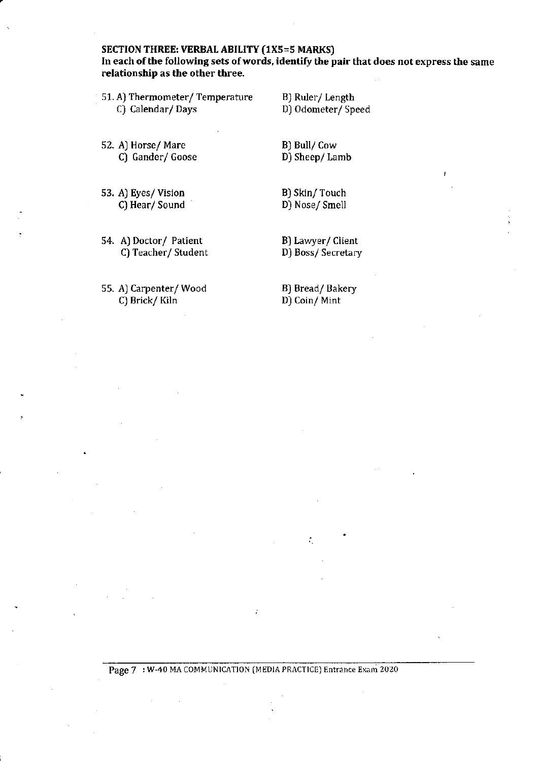## SECTION THREE: VERBAL ABILITY (1X5=5 MARKS)

**In each of the following sets of words, identify the pair that does not express the same relationship as the other three.**

51. A) Thermometer/ Temperature  
    B) Ruler/ Length  
    C) Calendar/ Days  
    D) Odometer/ Speed

52. A) Horse/ Mare  
    B) Bull/ Cow  
    C) Gander/ Goose  
    D) Sheep/ Lamb

53. A) Eyes/ Vision  
    B) Skin/ Touch  
    C) Hear/ Sound  
    D) Nose/ Smell

54. A) Doctor/ Patient  
    B) Lawyer/ Client  
    C) Teacher/ Student  
    D) Boss/ Secretary

55. A) Carpenter/ Wood  
    B) Bread/ Bakery  
    C) Brick/ Kiln  
    D) Coin/ Mint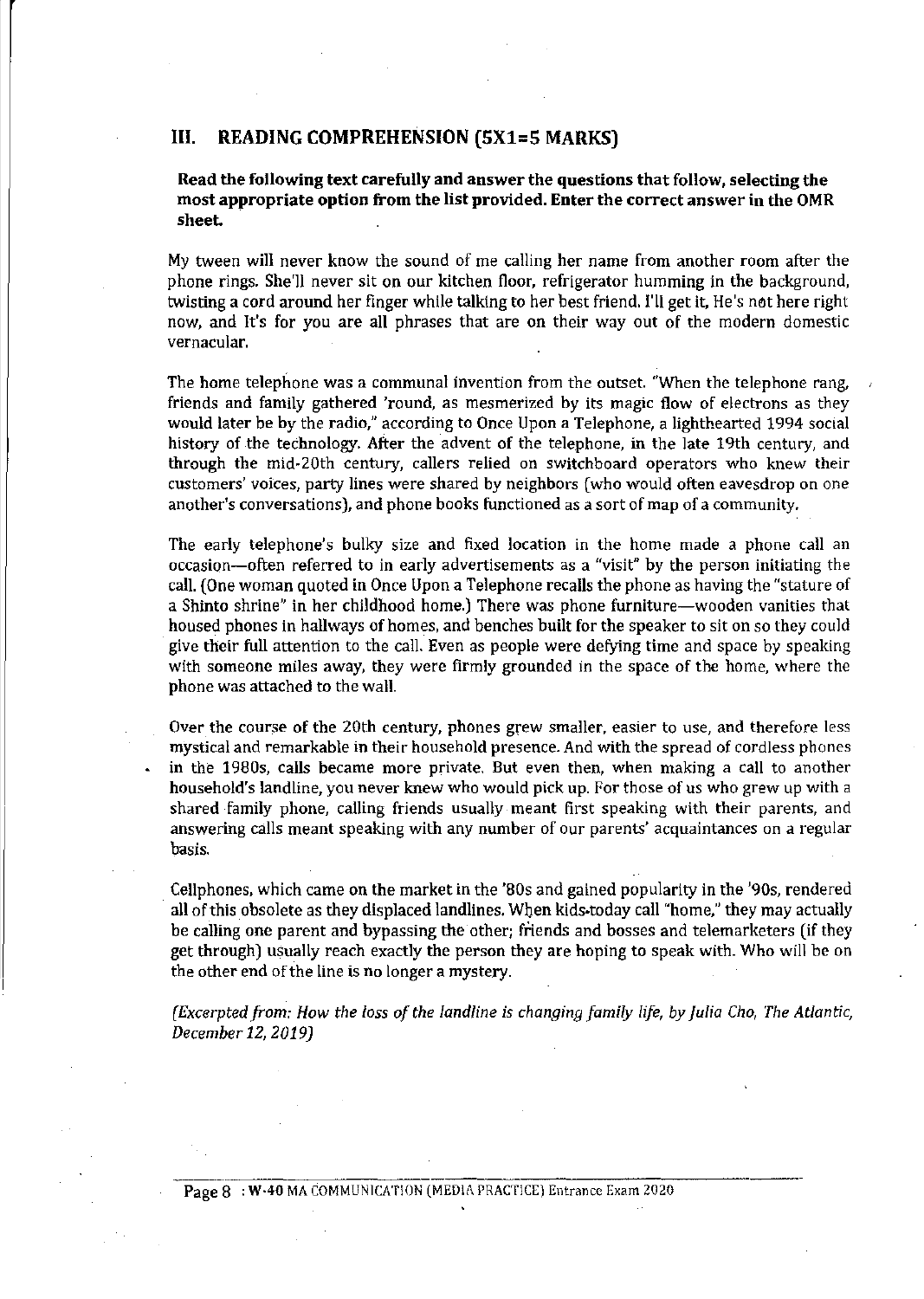## III. READING COMPREHENSION (5X1=5 MARKS)

**Read the following text carefully and answer the questions that follow, selecting the most appropriate option from the list provided. Enter the correct answer in the OMR sheet.**

My tween will never know the sound of me calling her name from another room after the phone rings. She'll never sit on our kitchen floor, refrigerator humming in the background, twisting a cord around her finger while talking to her best friend. I'll get it, He's not here right now, and It's for you are all phrases that are on their way out of the modern domestic vernacular.

The home telephone was a communal invention from the outset. "When the telephone rang, friends and family gathered 'round, as mesmerized by its magic flow of electrons as they would later be by the radio," according to Once Upon a Telephone, a lighthearted 1994 social history of the technology. After the advent of the telephone, in the late 19th century, and through the mid-20th century, callers relied on switchboard operators who knew their customers' voices, party lines were shared by neighbors (who would often eavesdrop on one another's conversations), and phone books functioned as a sort of map of a community.

The early telephone's bulky size and fixed location in the home made a phone call an occasion—often referred to in early advertisements as a "visit" by the person initiating the call. (One woman quoted in Once Upon a Telephone recalls the phone as having the "stature of a Shinto shrine" in her childhood home.) There was phone furniture—wooden vanities that housed phones in hallways of homes, and benches built for the speaker to sit on so they could give their full attention to the call. Even as people were defying time and space by speaking with someone miles away, they were firmly grounded in the space of the home, where the phone was attached to the wall.

Over the course of the 20th century, phones grew smaller, easier to use, and therefore less mystical and remarkable in their household presence. And with the spread of cordless phones in the 1980s, calls became more private. But even then, when making a call to another household's landline, you never knew who would pick up. For those of us who grew up with a shared family phone, calling friends usually meant first speaking with their parents, and answering calls meant speaking with any number of our parents' acquaintances on a regular basis.

Cellphones, which came on the market in the '80s and gained popularity in the '90s, rendered all of this obsolete as they displaced landlines. When kids-today call "home," they may actually be calling one parent and bypassing the other; friends and bosses and telemarketers (if they get through) usually reach exactly the person they are hoping to speak with. Who will be on the other end of the line is no longer a mystery.

*(Excerpted from: How the loss of the landline is changing family life, by Julia Cho, The Atlantic, December 12, 2019)*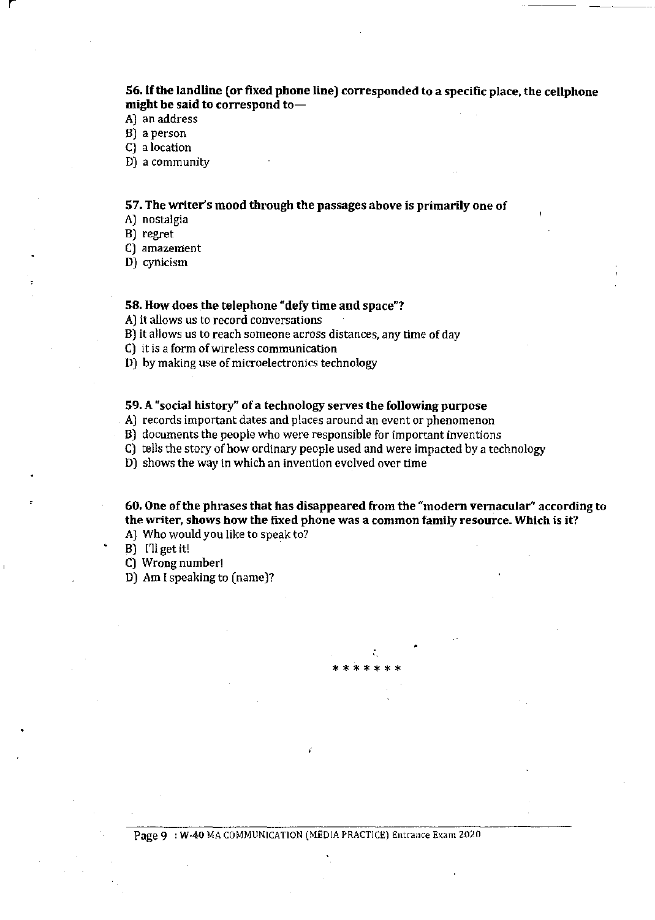**56. If the landline (or fixed phone line) corresponded to a specific place, the cellphone might be said to correspond to—**

A) an address
B) a person
C) a location
D) a community

**57. The writer's mood through the passages above is primarily one of**

A) nostalgia
B) regret
C) amazement
D) cynicism

**58. How does the telephone "defy time and space"?**

A) It allows us to record conversations
B) It allows us to reach someone across distances, any time of day
C) it is a form of wireless communication
D) by making use of microelectronics technology

**59. A "social history" of a technology serves the following purpose**

A) records important dates and places around an event or phenomenon
B) documents the people who were responsible for important inventions
C) tells the story of how ordinary people used and were impacted by a technology
D) shows the way in which an invention evolved over time

**60. One of the phrases that has disappeared from the "modern vernacular" according to the writer, shows how the fixed phone was a common family resource. Which is it?**

A) Who would you like to speak to?
B) I'll get it!
C) Wrong number!
D) Am I speaking to (name)?

*******